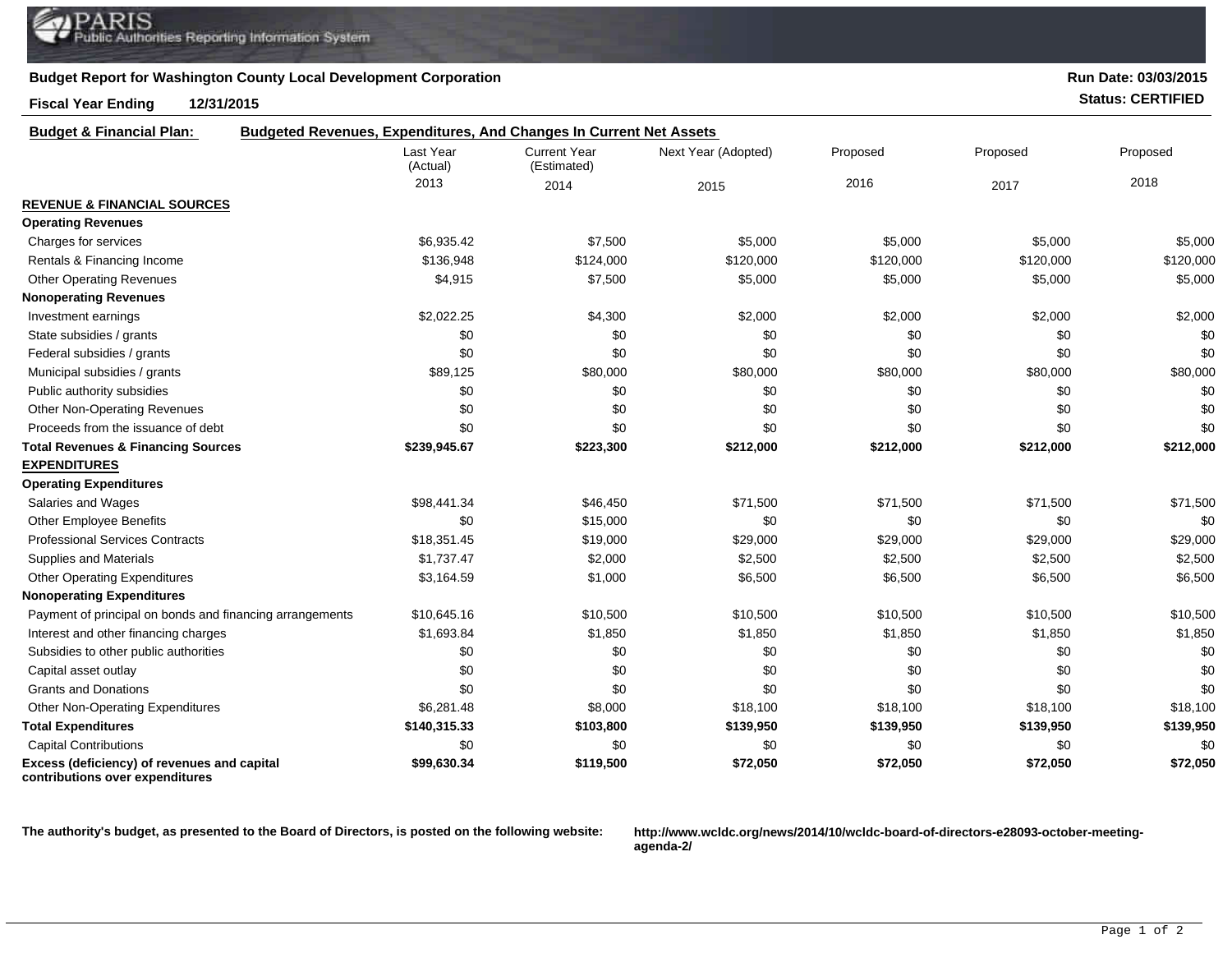PARIS
Public Authorities Reporting Information System

**Budget Report for Washington County Local Development Corporation**

**Run Date: 03/03/2015**

**Fiscal Year Ending 12/31/2015**

**Status: CERTIFIED**

**Budget & Financial Plan:** **Budgeted Revenues, Expenditures, And Changes In Current Net Assets**

| | Last Year (Actual) 2013 | Current Year (Estimated) 2014 | Next Year (Adopted) 2015 | Proposed 2016 | Proposed 2017 | Proposed 2018 |
|---|---|---|---|---|---|---|
| **REVENUE & FINANCIAL SOURCES** | | | | | | |
| **Operating Revenues** | | | | | | |
| Charges for services | $6,935.42 | $7,500 | $5,000 | $5,000 | $5,000 | $5,000 |
| Rentals & Financing Income | $136,948 | $124,000 | $120,000 | $120,000 | $120,000 | $120,000 |
| Other Operating Revenues | $4,915 | $7,500 | $5,000 | $5,000 | $5,000 | $5,000 |
| **Nonoperating Revenues** | | | | | | |
| Investment earnings | $2,022.25 | $4,300 | $2,000 | $2,000 | $2,000 | $2,000 |
| State subsidies / grants | $0 | $0 | $0 | $0 | $0 | $0 |
| Federal subsidies / grants | $0 | $0 | $0 | $0 | $0 | $0 |
| Municipal subsidies / grants | $89,125 | $80,000 | $80,000 | $80,000 | $80,000 | $80,000 |
| Public authority subsidies | $0 | $0 | $0 | $0 | $0 | $0 |
| Other Non-Operating Revenues | $0 | $0 | $0 | $0 | $0 | $0 |
| Proceeds from the issuance of debt | $0 | $0 | $0 | $0 | $0 | $0 |
| **Total Revenues & Financing Sources** | **$239,945.67** | **$223,300** | **$212,000** | **$212,000** | **$212,000** | **$212,000** |
| **EXPENDITURES** | | | | | | |
| **Operating Expenditures** | | | | | | |
| Salaries and Wages | $98,441.34 | $46,450 | $71,500 | $71,500 | $71,500 | $71,500 |
| Other Employee Benefits | $0 | $15,000 | $0 | $0 | $0 | $0 |
| Professional Services Contracts | $18,351.45 | $19,000 | $29,000 | $29,000 | $29,000 | $29,000 |
| Supplies and Materials | $1,737.47 | $2,000 | $2,500 | $2,500 | $2,500 | $2,500 |
| Other Operating Expenditures | $3,164.59 | $1,000 | $6,500 | $6,500 | $6,500 | $6,500 |
| **Nonoperating Expenditures** | | | | | | |
| Payment of principal on bonds and financing arrangements | $10,645.16 | $10,500 | $10,500 | $10,500 | $10,500 | $10,500 |
| Interest and other financing charges | $1,693.84 | $1,850 | $1,850 | $1,850 | $1,850 | $1,850 |
| Subsidies to other public authorities | $0 | $0 | $0 | $0 | $0 | $0 |
| Capital asset outlay | $0 | $0 | $0 | $0 | $0 | $0 |
| Grants and Donations | $0 | $0 | $0 | $0 | $0 | $0 |
| Other Non-Operating Expenditures | $6,281.48 | $8,000 | $18,100 | $18,100 | $18,100 | $18,100 |
| **Total Expenditures** | **$140,315.33** | **$103,800** | **$139,950** | **$139,950** | **$139,950** | **$139,950** |
| Capital Contributions | $0 | $0 | $0 | $0 | $0 | $0 |
| **Excess (deficiency) of revenues and capital contributions over expenditures** | **$99,630.34** | **$119,500** | **$72,050** | **$72,050** | **$72,050** | **$72,050** |

**The authority's budget, as presented to the Board of Directors, is posted on the following website:** **http://www.wcldc.org/news/2014/10/wcldc-board-of-directors-e28093-october-meeting-agenda-2/**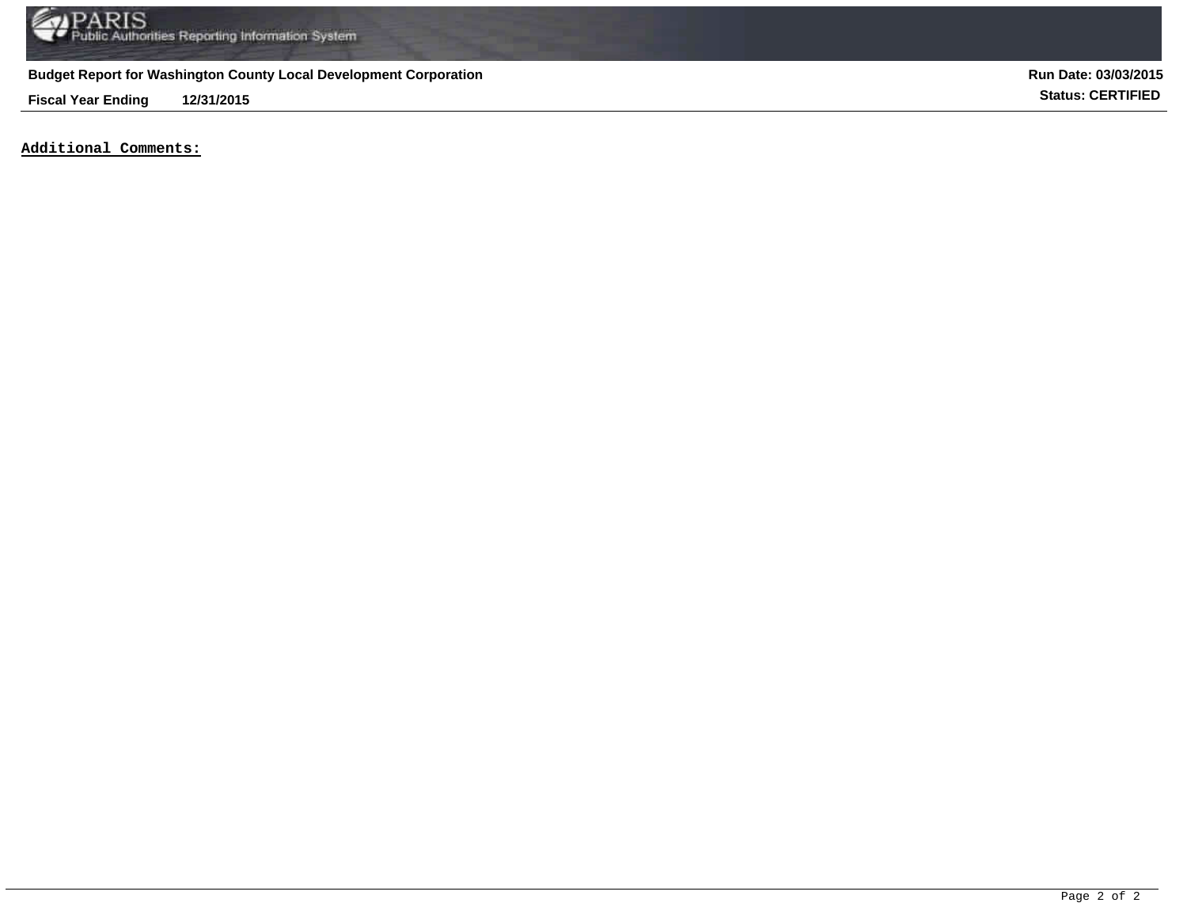**Budget Report for Washington County Local Development Corporation**

**Fiscal Year Ending 12/31/2015**

**Run Date: 03/03/2015**

**Status: CERTIFIED**

**Additional Comments:**